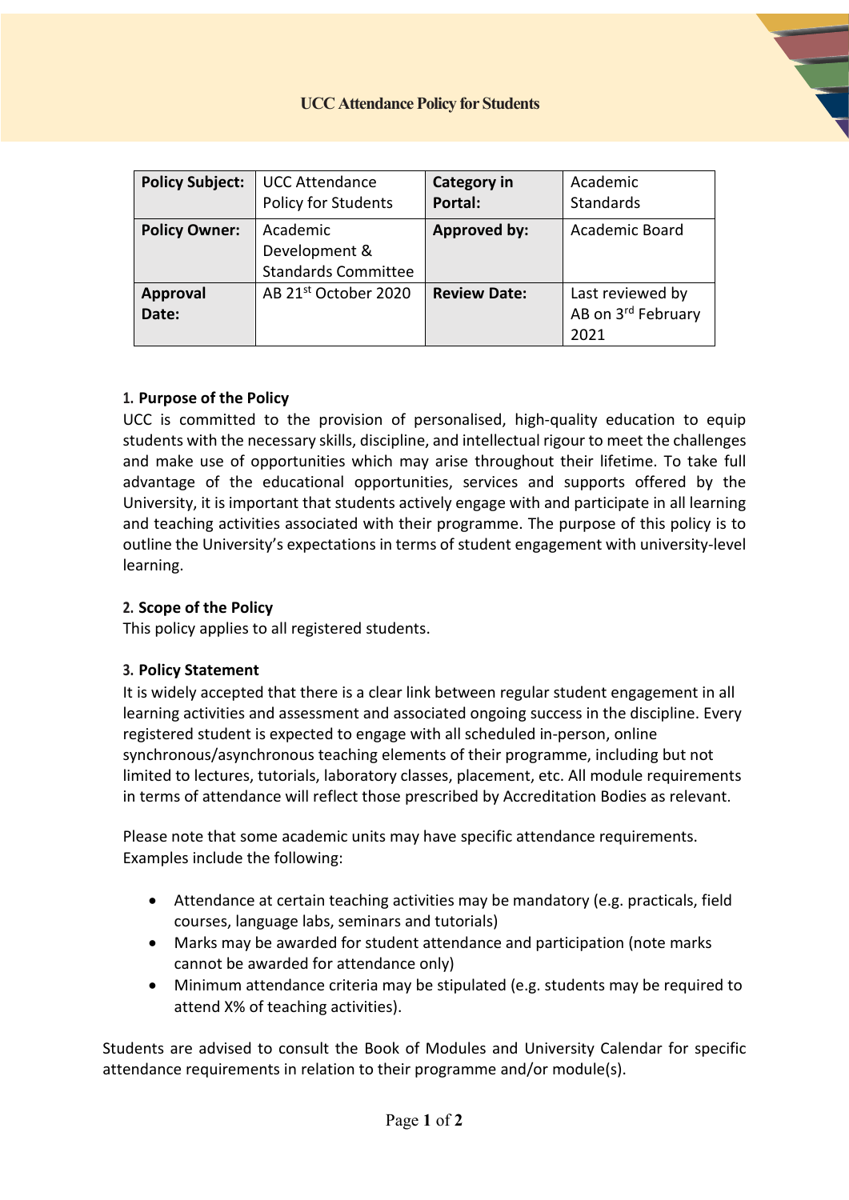# UCC Attendance Policy for Students

| **Policy Subject:** | UCC Attendance Policy for Students | **Category in Portal:** | Academic Standards |
|---|---|---|---|
| **Policy Owner:** | Academic Development & Standards Committee | **Approved by:** | Academic Board |
| **Approval Date:** | AB 21st October 2020 | **Review Date:** | Last reviewed by AB on 3rd February 2021 |

## 1. Purpose of the Policy

UCC is committed to the provision of personalised, high-quality education to equip students with the necessary skills, discipline, and intellectual rigour to meet the challenges and make use of opportunities which may arise throughout their lifetime. To take full advantage of the educational opportunities, services and supports offered by the University, it is important that students actively engage with and participate in all learning and teaching activities associated with their programme. The purpose of this policy is to outline the University's expectations in terms of student engagement with university-level learning.

## 2. Scope of the Policy

This policy applies to all registered students.

## 3. Policy Statement

It is widely accepted that there is a clear link between regular student engagement in all learning activities and assessment and associated ongoing success in the discipline. Every registered student is expected to engage with all scheduled in-person, online synchronous/asynchronous teaching elements of their programme, including but not limited to lectures, tutorials, laboratory classes, placement, etc. All module requirements in terms of attendance will reflect those prescribed by Accreditation Bodies as relevant.

Please note that some academic units may have specific attendance requirements. Examples include the following:

- Attendance at certain teaching activities may be mandatory (e.g. practicals, field courses, language labs, seminars and tutorials)
- Marks may be awarded for student attendance and participation (note marks cannot be awarded for attendance only)
- Minimum attendance criteria may be stipulated (e.g. students may be required to attend X% of teaching activities).

Students are advised to consult the Book of Modules and University Calendar for specific attendance requirements in relation to their programme and/or module(s).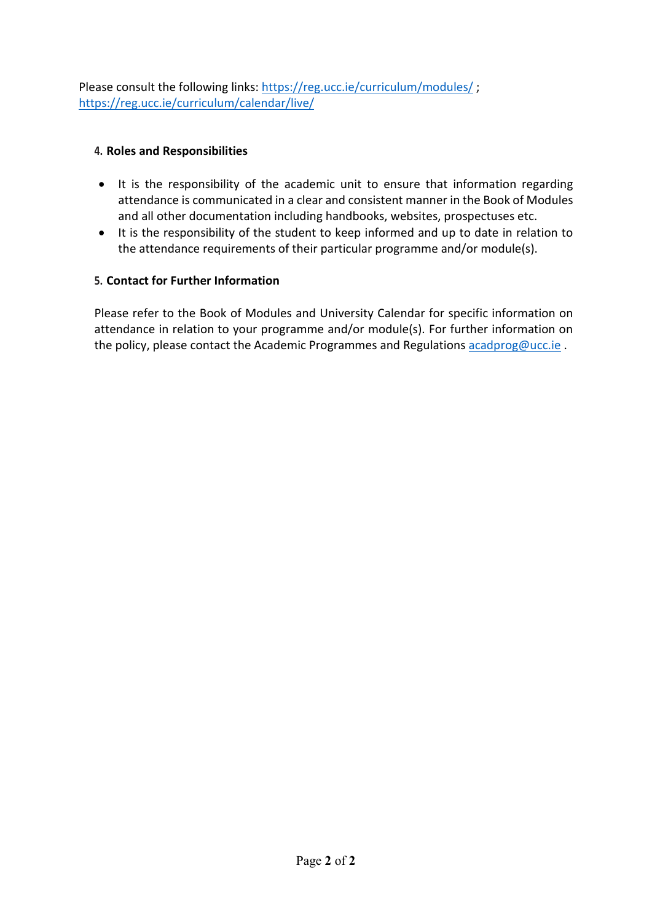Please consult the following links: https://reg.ucc.ie/curriculum/modules/ ; https://reg.ucc.ie/curriculum/calendar/live/

## 4. Roles and Responsibilities

- It is the responsibility of the academic unit to ensure that information regarding attendance is communicated in a clear and consistent manner in the Book of Modules and all other documentation including handbooks, websites, prospectuses etc.
- It is the responsibility of the student to keep informed and up to date in relation to the attendance requirements of their particular programme and/or module(s).

## 5. Contact for Further Information

Please refer to the Book of Modules and University Calendar for specific information on attendance in relation to your programme and/or module(s). For further information on the policy, please contact the Academic Programmes and Regulations acadprog@ucc.ie .